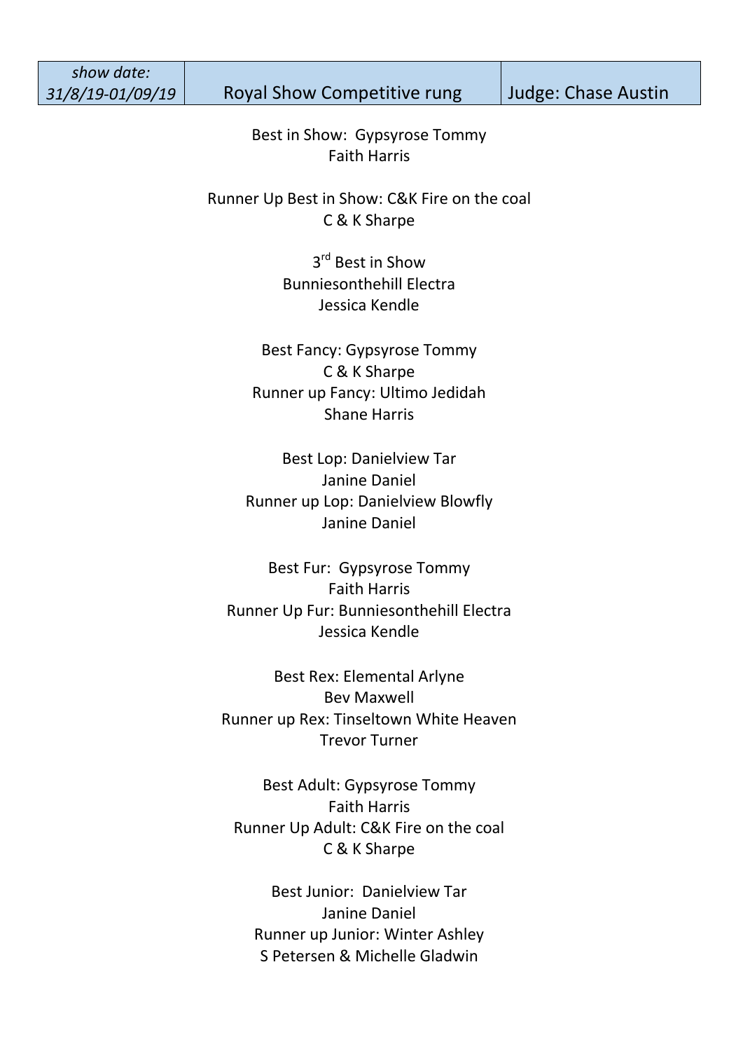| *show date: 31/8/19-01/09/19* | Royal Show Competitive rung | Judge: Chase Austin |
|---|---|---|

Best in Show: Gypsyrose Tommy
Faith Harris

Runner Up Best in Show: C&K Fire on the coal
C & K Sharpe

3rd Best in Show
Bunniesonthehill Electra
Jessica Kendle

Best Fancy: Gypsyrose Tommy
C & K Sharpe
Runner up Fancy: Ultimo Jedidah
Shane Harris

Best Lop: Danielview Tar
Janine Daniel
Runner up Lop: Danielview Blowfly
Janine Daniel

Best Fur: Gypsyrose Tommy
Faith Harris
Runner Up Fur: Bunniesonthehill Electra
Jessica Kendle

Best Rex: Elemental Arlyne
Bev Maxwell
Runner up Rex: Tinseltown White Heaven
Trevor Turner

Best Adult: Gypsyrose Tommy
Faith Harris
Runner Up Adult: C&K Fire on the coal
C & K Sharpe

Best Junior: Danielview Tar
Janine Daniel
Runner up Junior: Winter Ashley
S Petersen & Michelle Gladwin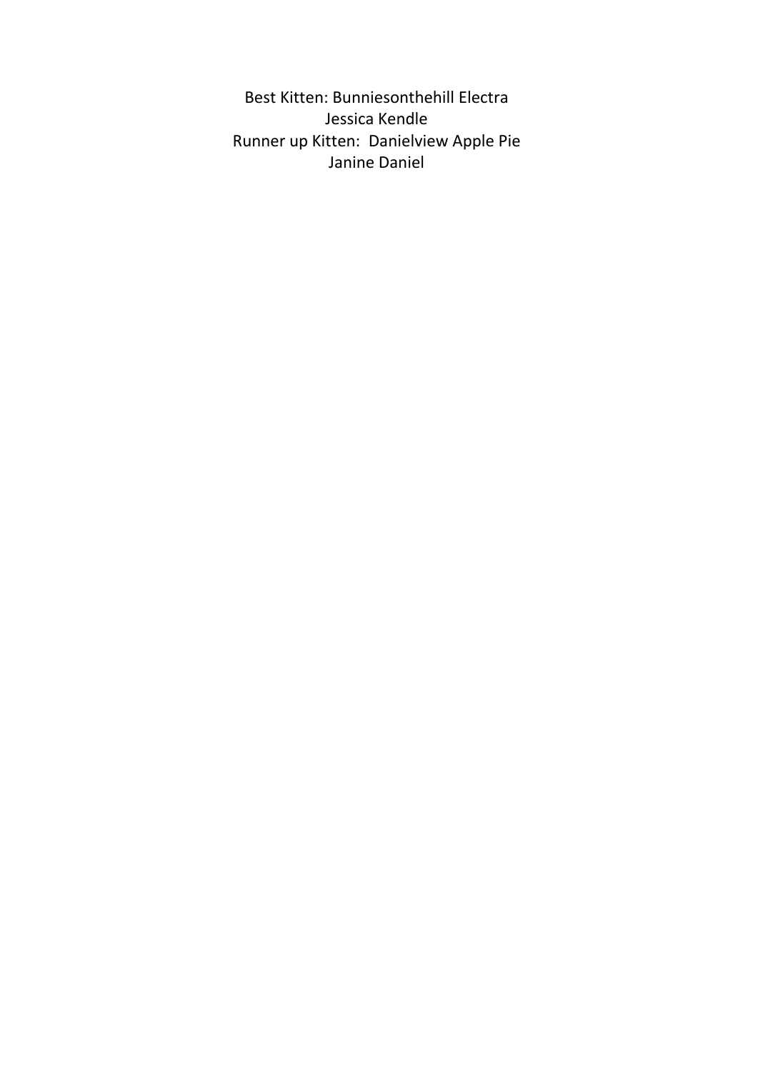Best Kitten: Bunniesonthehill Electra
Jessica Kendle
Runner up Kitten: Danielview Apple Pie
Janine Daniel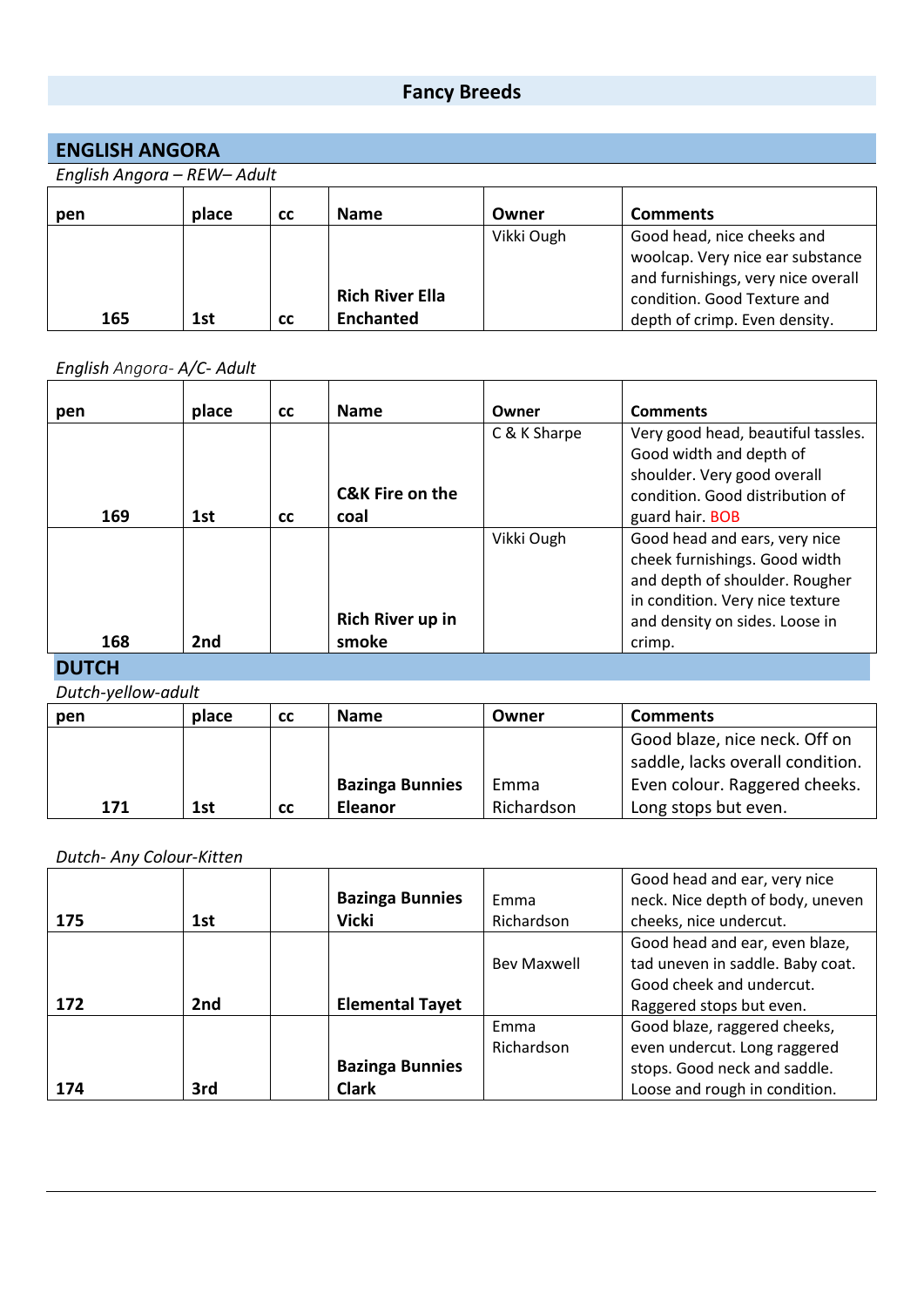# Fancy Breeds

## ENGLISH ANGORA

*English Angora – REW– Adult*

| pen | place | cc | Name | Owner | Comments |
|---|---|---|---|---|---|
| 165 | 1st | cc | **Rich River Ella Enchanted** | Vikki Ough | Good head, nice cheeks and woolcap. Very nice ear substance and furnishings, very nice overall condition. Good Texture and depth of crimp. Even density. |

*English Angora- A/C- Adult*

| pen | place | cc | Name | Owner | Comments |
|---|---|---|---|---|---|
| 169 | 1st | cc | **C&K Fire on the coal** | C & K Sharpe | Very good head, beautiful tassles. Good width and depth of shoulder. Very good overall condition. Good distribution of guard hair. BOB |
| 168 | 2nd | | **Rich River up in smoke** | Vikki Ough | Good head and ears, very nice cheek furnishings. Good width and depth of shoulder. Rougher in condition. Very nice texture and density on sides. Loose in crimp. |

## DUTCH

*Dutch-yellow-adult*

| pen | place | cc | Name | Owner | Comments |
|---|---|---|---|---|---|
| 171 | 1st | cc | **Bazinga Bunnies Eleanor** | Emma Richardson | Good blaze, nice neck. Off on saddle, lacks overall condition. Even colour. Raggered cheeks. Long stops but even. |

*Dutch- Any Colour-Kitten*

| pen | place | cc | Name | Owner | Comments |
|---|---|---|---|---|---|
| 175 | 1st | | **Bazinga Bunnies Vicki** | Emma Richardson | Good head and ear, very nice neck. Nice depth of body, uneven cheeks, nice undercut. |
| 172 | 2nd | | **Elemental Tayet** | Bev Maxwell | Good head and ear, even blaze, tad uneven in saddle. Baby coat. Good cheek and undercut. Raggered stops but even. |
| 174 | 3rd | | **Bazinga Bunnies Clark** | Emma Richardson | Good blaze, raggered cheeks, even undercut. Long raggered stops. Good neck and saddle. Loose and rough in condition. |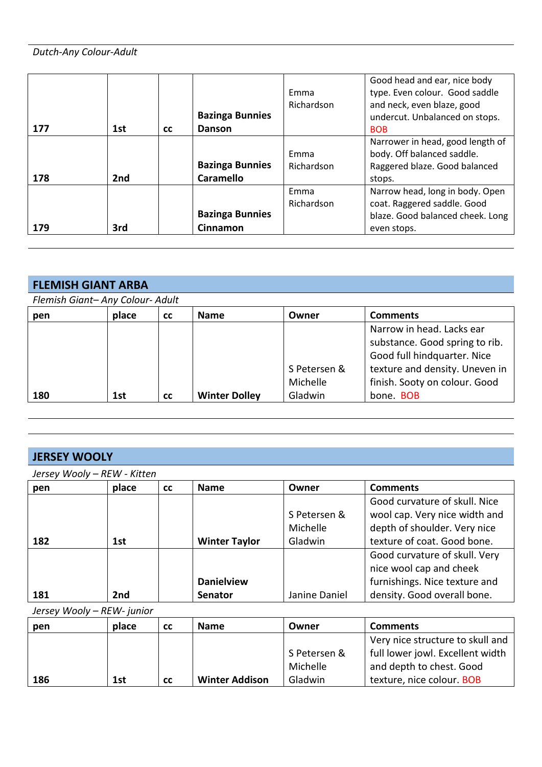*Dutch-Any Colour-Adult*

| pen | place | cc | Name | Owner | Comments |
|---|---|---|---|---|---|
| 177 | 1st | cc | **Bazinga Bunnies Danson** | Emma Richardson | Good head and ear, nice body type. Even colour. Good saddle and neck, even blaze, good undercut. Unbalanced on stops. BOB |
| 178 | 2nd | | **Bazinga Bunnies Caramello** | Emma Richardson | Narrower in head, good length of body. Off balanced saddle. Raggered blaze. Good balanced stops. |
| 179 | 3rd | | **Bazinga Bunnies Cinnamon** | Emma Richardson | Narrow head, long in body. Open coat. Raggered saddle. Good blaze. Good balanced cheek. Long even stops. |

## FLEMISH GIANT ARBA

*Flemish Giant– Any Colour- Adult*

| pen | place | cc | Name | Owner | Comments |
|---|---|---|---|---|---|
| 180 | 1st | cc | **Winter Dolley** | S Petersen & Michelle Gladwin | Narrow in head. Lacks ear substance. Good spring to rib. Good full hindquarter. Nice texture and density. Uneven in finish. Sooty on colour. Good bone. BOB |

## JERSEY WOOLY

*Jersey Wooly – REW - Kitten*

| pen | place | cc | Name | Owner | Comments |
|---|---|---|---|---|---|
| 182 | 1st | | **Winter Taylor** | S Petersen & Michelle Gladwin | Good curvature of skull. Nice wool cap. Very nice width and depth of shoulder. Very nice texture of coat. Good bone. |
| 181 | 2nd | | **Danielview Senator** | Janine Daniel | Good curvature of skull. Very nice wool cap and cheek furnishings. Nice texture and density. Good overall bone. |

*Jersey Wooly – REW- junior*

| pen | place | cc | Name | Owner | Comments |
|---|---|---|---|---|---|
| 186 | 1st | cc | **Winter Addison** | S Petersen & Michelle Gladwin | Very nice structure to skull and full lower jowl. Excellent width and depth to chest. Good texture, nice colour. BOB |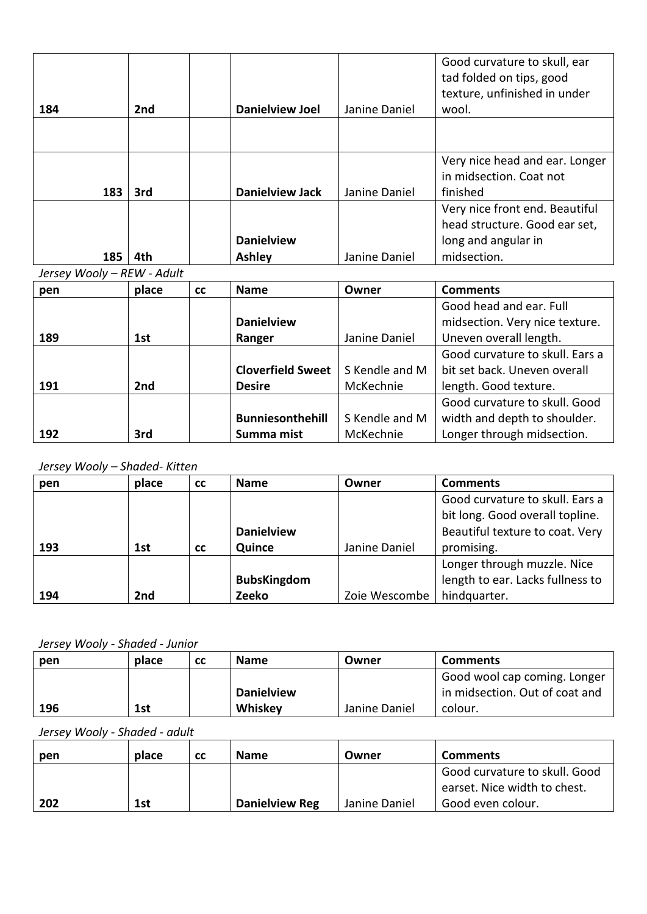| | | | | | |
|---|---|---|---|---|---|
| **184** | **2nd** | | **Danielview Joel** | Janine Daniel | Good curvature to skull, ear tad folded on tips, good texture, unfinished in under wool. |
| | | | | | |
| **183** | **3rd** | | **Danielview Jack** | Janine Daniel | Very nice head and ear. Longer in midsection. Coat not finished |
| **185** | **4th** | | **Danielview Ashley** | Janine Daniel | Very nice front end. Beautiful head structure. Good ear set, long and angular in midsection. |

*Jersey Wooly – REW - Adult*

| pen | place | cc | Name | Owner | Comments |
|---|---|---|---|---|---|
| **189** | **1st** | | **Danielview Ranger** | Janine Daniel | Good head and ear. Full midsection. Very nice texture. Uneven overall length. |
| **191** | **2nd** | | **Cloverfield Sweet Desire** | S Kendle and M McKechnie | Good curvature to skull. Ears a bit set back. Uneven overall length. Good texture. |
| **192** | **3rd** | | **Bunniesonthehill Summa mist** | S Kendle and M McKechnie | Good curvature to skull. Good width and depth to shoulder. Longer through midsection. |

*Jersey Wooly – Shaded- Kitten*

| pen | place | cc | Name | Owner | Comments |
|---|---|---|---|---|---|
| **193** | **1st** | **cc** | **Danielview Quince** | Janine Daniel | Good curvature to skull. Ears a bit long. Good overall topline. Beautiful texture to coat. Very promising. |
| **194** | **2nd** | | **BubsKingdom Zeeko** | Zoie Wescombe | Longer through muzzle. Nice length to ear. Lacks fullness to hindquarter. |

*Jersey Wooly - Shaded - Junior*

| pen | place | cc | Name | Owner | Comments |
|---|---|---|---|---|---|
| **196** | **1st** | | **Danielview Whiskey** | Janine Daniel | Good wool cap coming. Longer in midsection. Out of coat and colour. |

*Jersey Wooly - Shaded - adult*

| pen | place | cc | Name | Owner | Comments |
|---|---|---|---|---|---|
| **202** | **1st** | | **Danielview Reg** | Janine Daniel | Good curvature to skull. Good earset. Nice width to chest. Good even colour. |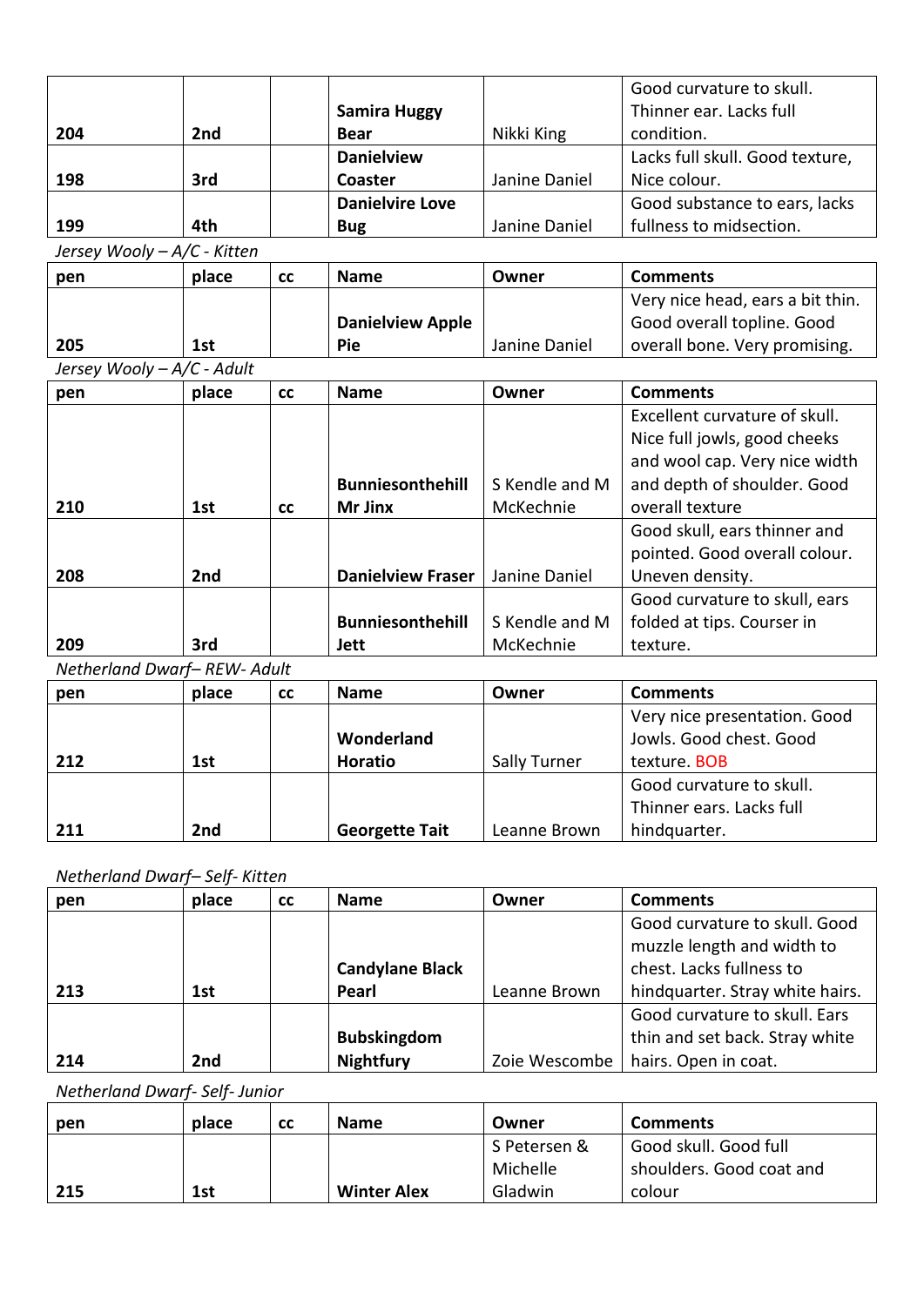| pen | place | cc | Name | Owner | Comments |
|---|---|---|---|---|---|
| 204 | 2nd | | **Samira Huggy Bear** | Nikki King | Good curvature to skull. Thinner ear. Lacks full condition. |
| 198 | 3rd | | **Danielview Coaster** | Janine Daniel | Lacks full skull. Good texture, Nice colour. |
| 199 | 4th | | **Danielvire Love Bug** | Janine Daniel | Good substance to ears, lacks fullness to midsection. |

*Jersey Wooly – A/C - Kitten*

| pen | place | cc | Name | Owner | Comments |
|---|---|---|---|---|---|
| 205 | 1st | | **Danielview Apple Pie** | Janine Daniel | Very nice head, ears a bit thin. Good overall topline. Good overall bone. Very promising. |

*Jersey Wooly – A/C - Adult*

| pen | place | cc | Name | Owner | Comments |
|---|---|---|---|---|---|
| 210 | 1st | cc | **Bunniesonthehill Mr Jinx** | S Kendle and M McKechnie | Excellent curvature of skull. Nice full jowls, good cheeks and wool cap. Very nice width and depth of shoulder. Good overall texture |
| 208 | 2nd | | **Danielview Fraser** | Janine Daniel | Good skull, ears thinner and pointed. Good overall colour. Uneven density. |
| 209 | 3rd | | **Bunniesonthehill Jett** | S Kendle and M McKechnie | Good curvature to skull, ears folded at tips. Courser in texture. |

*Netherland Dwarf– REW- Adult*

| pen | place | cc | Name | Owner | Comments |
|---|---|---|---|---|---|
| 212 | 1st | | **Wonderland Horatio** | Sally Turner | Very nice presentation. Good Jowls. Good chest. Good texture. BOB |
| 211 | 2nd | | **Georgette Tait** | Leanne Brown | Good curvature to skull. Thinner ears. Lacks full hindquarter. |

*Netherland Dwarf– Self- Kitten*

| pen | place | cc | Name | Owner | Comments |
|---|---|---|---|---|---|
| 213 | 1st | | **Candylane Black Pearl** | Leanne Brown | Good curvature to skull. Good muzzle length and width to chest. Lacks fullness to hindquarter. Stray white hairs. |
| 214 | 2nd | | **Bubskingdom Nightfury** | Zoie Wescombe | Good curvature to skull. Ears thin and set back. Stray white hairs. Open in coat. |

*Netherland Dwarf- Self- Junior*

| pen | place | cc | Name | Owner | Comments |
|---|---|---|---|---|---|
| 215 | 1st | | **Winter Alex** | S Petersen & Michelle Gladwin | Good skull. Good full shoulders. Good coat and colour |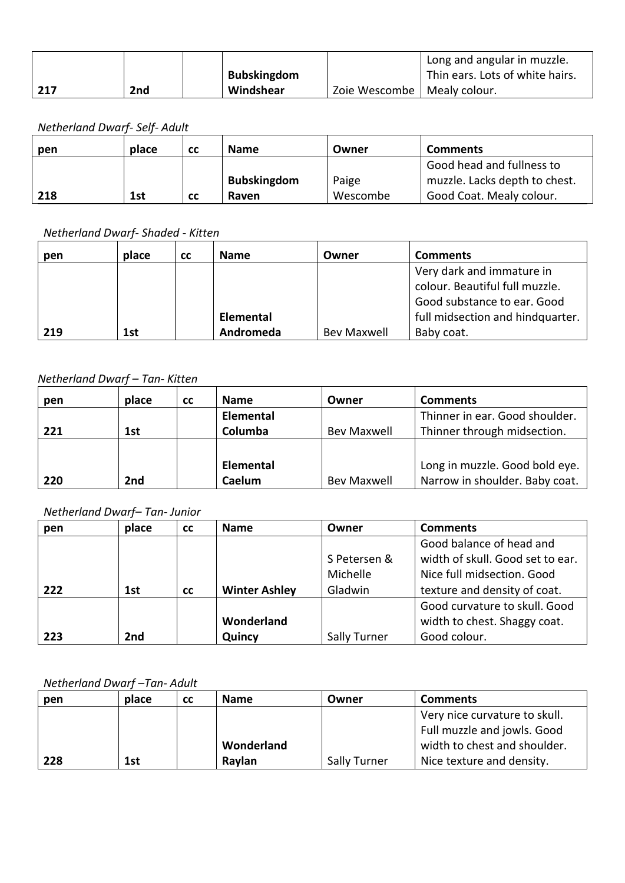| 217 | 2nd | | **Bubskingdom Windshear** | Zoie Wescombe | Long and angular in muzzle. Thin ears. Lots of white hairs. Mealy colour. |
|---|---|---|---|---|---|

*Netherland Dwarf- Self- Adult*

| pen | place | cc | Name | Owner | Comments |
|---|---|---|---|---|---|
| 218 | 1st | cc | **Bubskingdom Raven** | Paige Wescombe | Good head and fullness to muzzle. Lacks depth to chest. Good Coat. Mealy colour. |

*Netherland Dwarf- Shaded - Kitten*

| pen | place | cc | Name | Owner | Comments |
|---|---|---|---|---|---|
| 219 | 1st | | **Elemental Andromeda** | Bev Maxwell | Very dark and immature in colour. Beautiful full muzzle. Good substance to ear. Good full midsection and hindquarter. Baby coat. |

*Netherland Dwarf – Tan- Kitten*

| pen | place | cc | Name | Owner | Comments |
|---|---|---|---|---|---|
| 221 | 1st | | **Elemental Columba** | Bev Maxwell | Thinner in ear. Good shoulder. Thinner through midsection. |
| 220 | 2nd | | **Elemental Caelum** | Bev Maxwell | Long in muzzle. Good bold eye. Narrow in shoulder. Baby coat. |

*Netherland Dwarf– Tan- Junior*

| pen | place | cc | Name | Owner | Comments |
|---|---|---|---|---|---|
| 222 | 1st | cc | **Winter Ashley** | S Petersen & Michelle Gladwin | Good balance of head and width of skull. Good set to ear. Nice full midsection. Good texture and density of coat. |
| 223 | 2nd | | **Wonderland Quincy** | Sally Turner | Good curvature to skull. Good width to chest. Shaggy coat. Good colour. |

*Netherland Dwarf –Tan- Adult*

| pen | place | cc | Name | Owner | Comments |
|---|---|---|---|---|---|
| 228 | 1st | | **Wonderland Raylan** | Sally Turner | Very nice curvature to skull. Full muzzle and jowls. Good width to chest and shoulder. Nice texture and density. |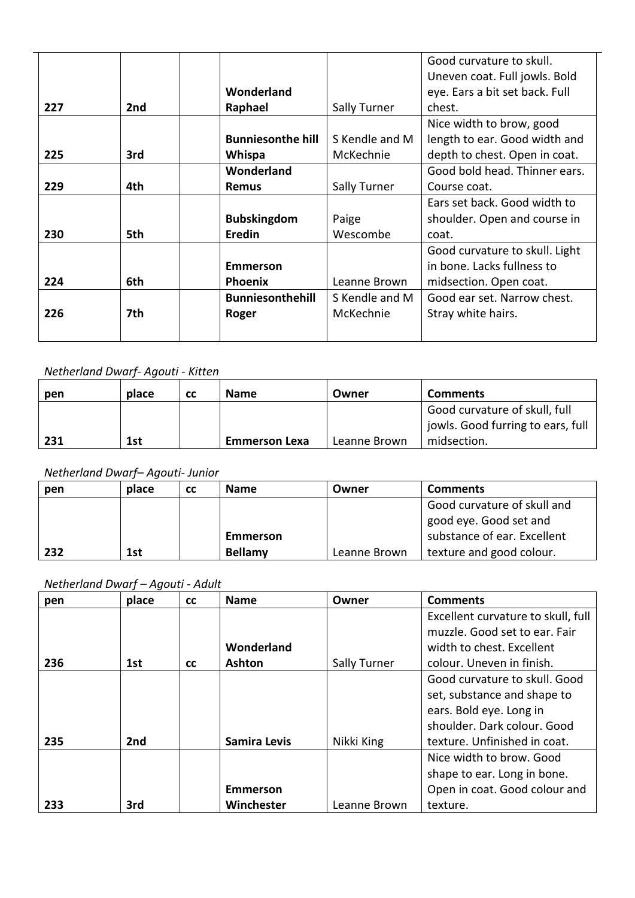| pen | place | cc | Name | Owner | Comments |
|---|---|---|---|---|---|
| 227 | 2nd | | **Wonderland Raphael** | Sally Turner | Good curvature to skull. Uneven coat. Full jowls. Bold eye. Ears a bit set back. Full chest. |
| 225 | 3rd | | **Bunniesonthe hill Whispa** | S Kendle and M McKechnie | Nice width to brow, good length to ear. Good width and depth to chest. Open in coat. |
| 229 | 4th | | **Wonderland Remus** | Sally Turner | Good bold head. Thinner ears. Course coat. |
| 230 | 5th | | **Bubskingdom Eredin** | Paige Wescombe | Ears set back. Good width to shoulder. Open and course in coat. |
| 224 | 6th | | **Emmerson Phoenix** | Leanne Brown | Good curvature to skull. Light in bone. Lacks fullness to midsection. Open coat. |
| 226 | 7th | | **Bunniesonthehill Roger** | S Kendle and M McKechnie | Good ear set. Narrow chest. Stray white hairs. |

*Netherland Dwarf- Agouti - Kitten*

| pen | place | cc | Name | Owner | Comments |
|---|---|---|---|---|---|
| 231 | 1st | | **Emmerson Lexa** | Leanne Brown | Good curvature of skull, full jowls. Good furring to ears, full midsection. |

*Netherland Dwarf– Agouti- Junior*

| pen | place | cc | Name | Owner | Comments |
|---|---|---|---|---|---|
| 232 | 1st | | **Emmerson Bellamy** | Leanne Brown | Good curvature of skull and good eye. Good set and substance of ear. Excellent texture and good colour. |

*Netherland Dwarf – Agouti - Adult*

| pen | place | cc | Name | Owner | Comments |
|---|---|---|---|---|---|
| 236 | 1st | cc | **Wonderland Ashton** | Sally Turner | Excellent curvature to skull, full muzzle. Good set to ear. Fair width to chest. Excellent colour. Uneven in finish. |
| 235 | 2nd | | **Samira Levis** | Nikki King | Good curvature to skull. Good set, substance and shape to ears. Bold eye. Long in shoulder. Dark colour. Good texture. Unfinished in coat. |
| 233 | 3rd | | **Emmerson Winchester** | Leanne Brown | Nice width to brow. Good shape to ear. Long in bone. Open in coat. Good colour and texture. |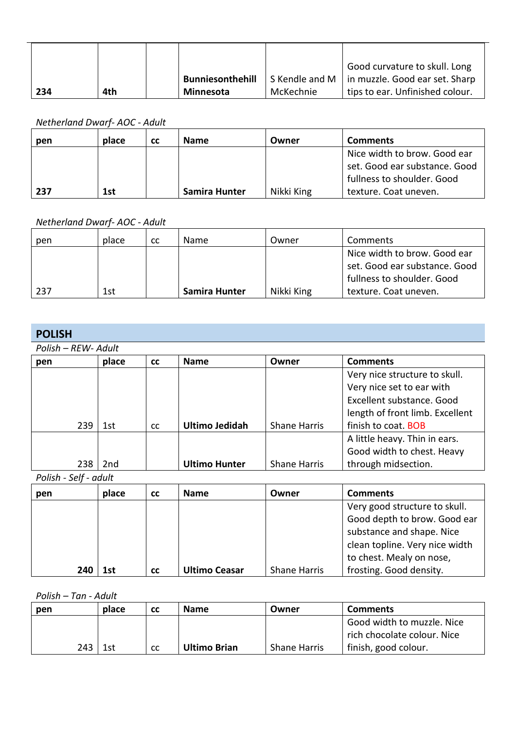| pen | place | cc | Name | Owner | Comments |
|---|---|---|---|---|---|
| **234** | **4th** | | **Bunniesonthehill Minnesota** | S Kendle and M McKechnie | Good curvature to skull. Long in muzzle. Good ear set. Sharp tips to ear. Unfinished colour. |

*Netherland Dwarf- AOC - Adult*

| **pen** | **place** | **cc** | **Name** | **Owner** | **Comments** |
|---|---|---|---|---|---|
| **237** | **1st** | | **Samira Hunter** | Nikki King | Nice width to brow. Good ear set. Good ear substance. Good fullness to shoulder. Good texture. Coat uneven. |

*Netherland Dwarf- AOC - Adult*

| pen | place | cc | Name | Owner | Comments |
|---|---|---|---|---|---|
| 237 | 1st | | **Samira Hunter** | Nikki King | Nice width to brow. Good ear set. Good ear substance. Good fullness to shoulder. Good texture. Coat uneven. |

## POLISH

*Polish – REW- Adult*

| **pen** | **place** | **cc** | **Name** | **Owner** | **Comments** |
|---|---|---|---|---|---|
| 239 | 1st | cc | **Ultimo Jedidah** | Shane Harris | Very nice structure to skull. Very nice set to ear with Excellent substance. Good length of front limb. Excellent finish to coat. BOB |
| 238 | 2nd | | **Ultimo Hunter** | Shane Harris | A little heavy. Thin in ears. Good width to chest. Heavy through midsection. |

*Polish - Self - adult*

| **pen** | **place** | **cc** | **Name** | **Owner** | **Comments** |
|---|---|---|---|---|---|
| **240** | **1st** | **cc** | **Ultimo Ceasar** | Shane Harris | Very good structure to skull. Good depth to brow. Good ear substance and shape. Nice clean topline. Very nice width to chest. Mealy on nose, frosting. Good density. |

*Polish – Tan - Adult*

| **pen** | **place** | **cc** | **Name** | **Owner** | **Comments** |
|---|---|---|---|---|---|
| 243 | 1st | cc | **Ultimo Brian** | Shane Harris | Good width to muzzle. Nice rich chocolate colour. Nice finish, good colour. |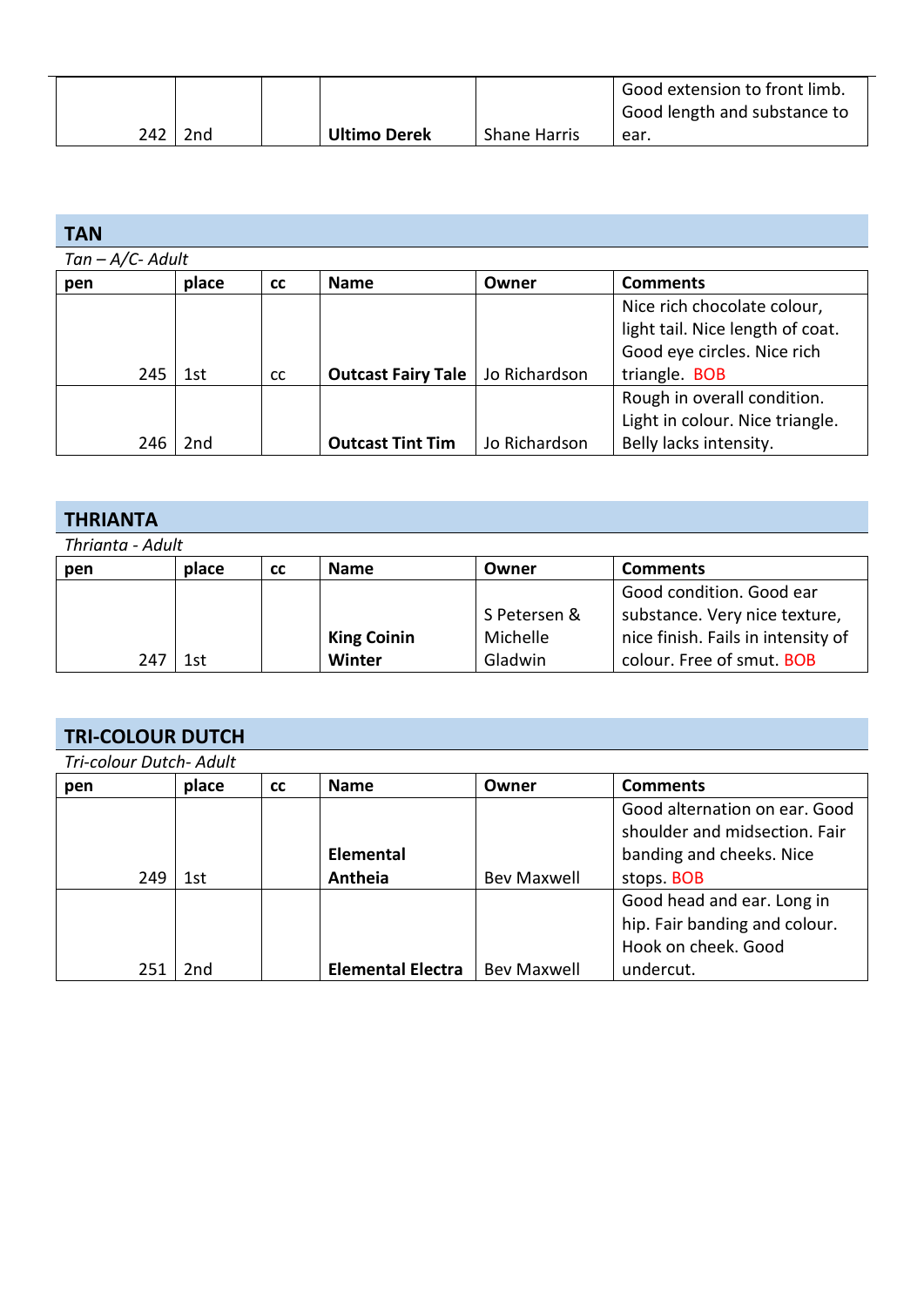| | | | | | |
|---|---|---|---|---|---|
| 242 | 2nd | | **Ultimo Derek** | Shane Harris | Good extension to front limb. Good length and substance to ear. |

## TAN

*Tan – A/C- Adult*

| pen | place | cc | Name | Owner | Comments |
|---|---|---|---|---|---|
| 245 | 1st | cc | **Outcast Fairy Tale** | Jo Richardson | Nice rich chocolate colour, light tail. Nice length of coat. Good eye circles. Nice rich triangle. BOB |
| 246 | 2nd | | **Outcast Tint Tim** | Jo Richardson | Rough in overall condition. Light in colour. Nice triangle. Belly lacks intensity. |

## THRIANTA

*Thrianta - Adult*

| pen | place | cc | Name | Owner | Comments |
|---|---|---|---|---|---|
| 247 | 1st | | **King Coinin Winter** | S Petersen & Michelle Gladwin | Good condition. Good ear substance. Very nice texture, nice finish. Fails in intensity of colour. Free of smut. BOB |

## TRI-COLOUR DUTCH

*Tri-colour Dutch- Adult*

| pen | place | cc | Name | Owner | Comments |
|---|---|---|---|---|---|
| 249 | 1st | | **Elemental Antheia** | Bev Maxwell | Good alternation on ear. Good shoulder and midsection. Fair banding and cheeks. Nice stops. BOB |
| 251 | 2nd | | **Elemental Electra** | Bev Maxwell | Good head and ear. Long in hip. Fair banding and colour. Hook on cheek. Good undercut. |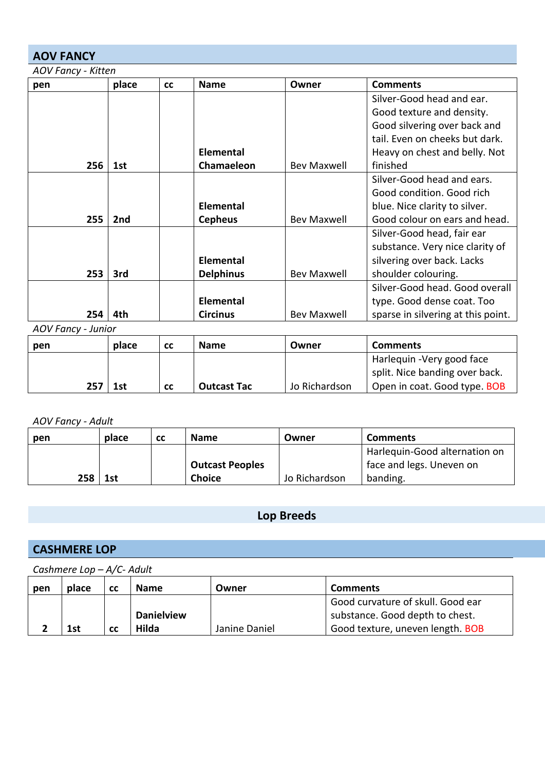## AOV FANCY

*AOV Fancy - Kitten*

| pen | place | cc | Name | Owner | Comments |
|---|---|---|---|---|---|
| 256 | 1st | | **Elemental Chamaeleon** | Bev Maxwell | Silver-Good head and ear. Good texture and density. Good silvering over back and tail. Even on cheeks but dark. Heavy on chest and belly. Not finished |
| 255 | 2nd | | **Elemental Cepheus** | Bev Maxwell | Silver-Good head and ears. Good condition. Good rich blue. Nice clarity to silver. Good colour on ears and head. |
| 253 | 3rd | | **Elemental Delphinus** | Bev Maxwell | Silver-Good head, fair ear substance. Very nice clarity of silvering over back. Lacks shoulder colouring. |
| 254 | 4th | | **Elemental Circinus** | Bev Maxwell | Silver-Good head. Good overall type. Good dense coat. Too sparse in silvering at this point. |

*AOV Fancy - Junior*

| pen | place | cc | Name | Owner | Comments |
|---|---|---|---|---|---|
| 257 | 1st | cc | **Outcast Tac** | Jo Richardson | Harlequin -Very good face split. Nice banding over back. Open in coat. Good type. BOB |

*AOV Fancy - Adult*

| pen | place | cc | Name | Owner | Comments |
|---|---|---|---|---|---|
| 258 | 1st | | **Outcast Peoples Choice** | Jo Richardson | Harlequin-Good alternation on face and legs. Uneven on banding. |

# Lop Breeds

## CASHMERE LOP

*Cashmere Lop – A/C- Adult*

| pen | place | cc | Name | Owner | Comments |
|---|---|---|---|---|---|
| 2 | 1st | cc | **Danielview Hilda** | Janine Daniel | Good curvature of skull. Good ear substance. Good depth to chest. Good texture, uneven length. BOB |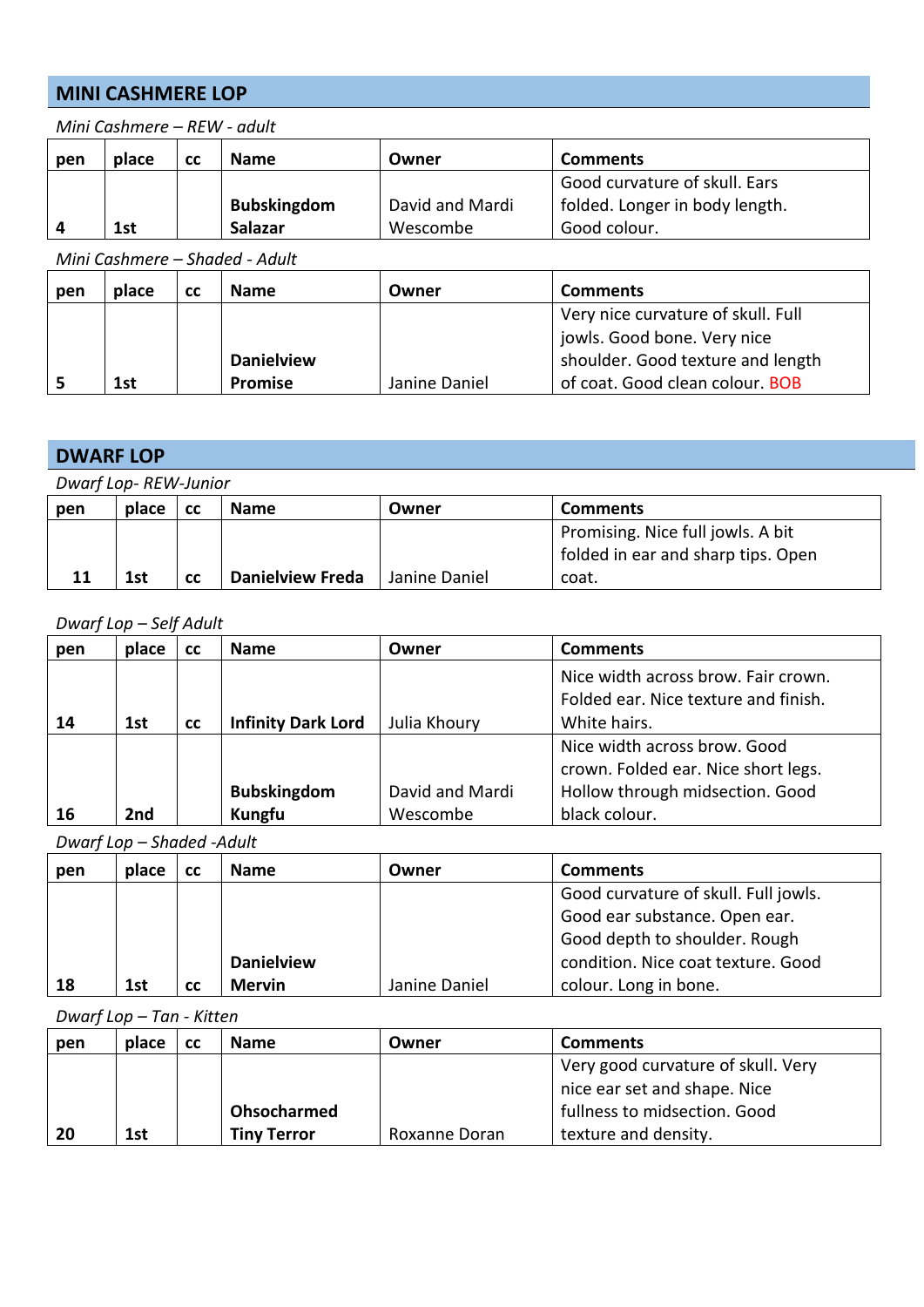## MINI CASHMERE LOP

*Mini Cashmere – REW - adult*

| pen | place | cc | Name | Owner | Comments |
|---|---|---|---|---|---|
| 4 | 1st | | **Bubskingdom Salazar** | David and Mardi Wescombe | Good curvature of skull. Ears folded. Longer in body length. Good colour. |

*Mini Cashmere – Shaded - Adult*

| pen | place | cc | Name | Owner | Comments |
|---|---|---|---|---|---|
| 5 | 1st | | **Danielview Promise** | Janine Daniel | Very nice curvature of skull. Full jowls. Good bone. Very nice shoulder. Good texture and length of coat. Good clean colour. BOB |

## DWARF LOP

*Dwarf Lop- REW-Junior*

| pen | place | cc | Name | Owner | Comments |
|---|---|---|---|---|---|
| 11 | 1st | cc | **Danielview Freda** | Janine Daniel | Promising. Nice full jowls. A bit folded in ear and sharp tips. Open coat. |

*Dwarf Lop – Self Adult*

| pen | place | cc | Name | Owner | Comments |
|---|---|---|---|---|---|
| 14 | 1st | cc | **Infinity Dark Lord** | Julia Khoury | Nice width across brow. Fair crown. Folded ear. Nice texture and finish. White hairs. |
| 16 | 2nd | | **Bubskingdom Kungfu** | David and Mardi Wescombe | Nice width across brow. Good crown. Folded ear. Nice short legs. Hollow through midsection. Good black colour. |

*Dwarf Lop – Shaded -Adult*

| pen | place | cc | Name | Owner | Comments |
|---|---|---|---|---|---|
| 18 | 1st | cc | **Danielview Mervin** | Janine Daniel | Good curvature of skull. Full jowls. Good ear substance. Open ear. Good depth to shoulder. Rough condition. Nice coat texture. Good colour. Long in bone. |

*Dwarf Lop – Tan - Kitten*

| pen | place | cc | Name | Owner | Comments |
|---|---|---|---|---|---|
| 20 | 1st | | **Ohsocharmed Tiny Terror** | Roxanne Doran | Very good curvature of skull. Very nice ear set and shape. Nice fullness to midsection. Good texture and density. |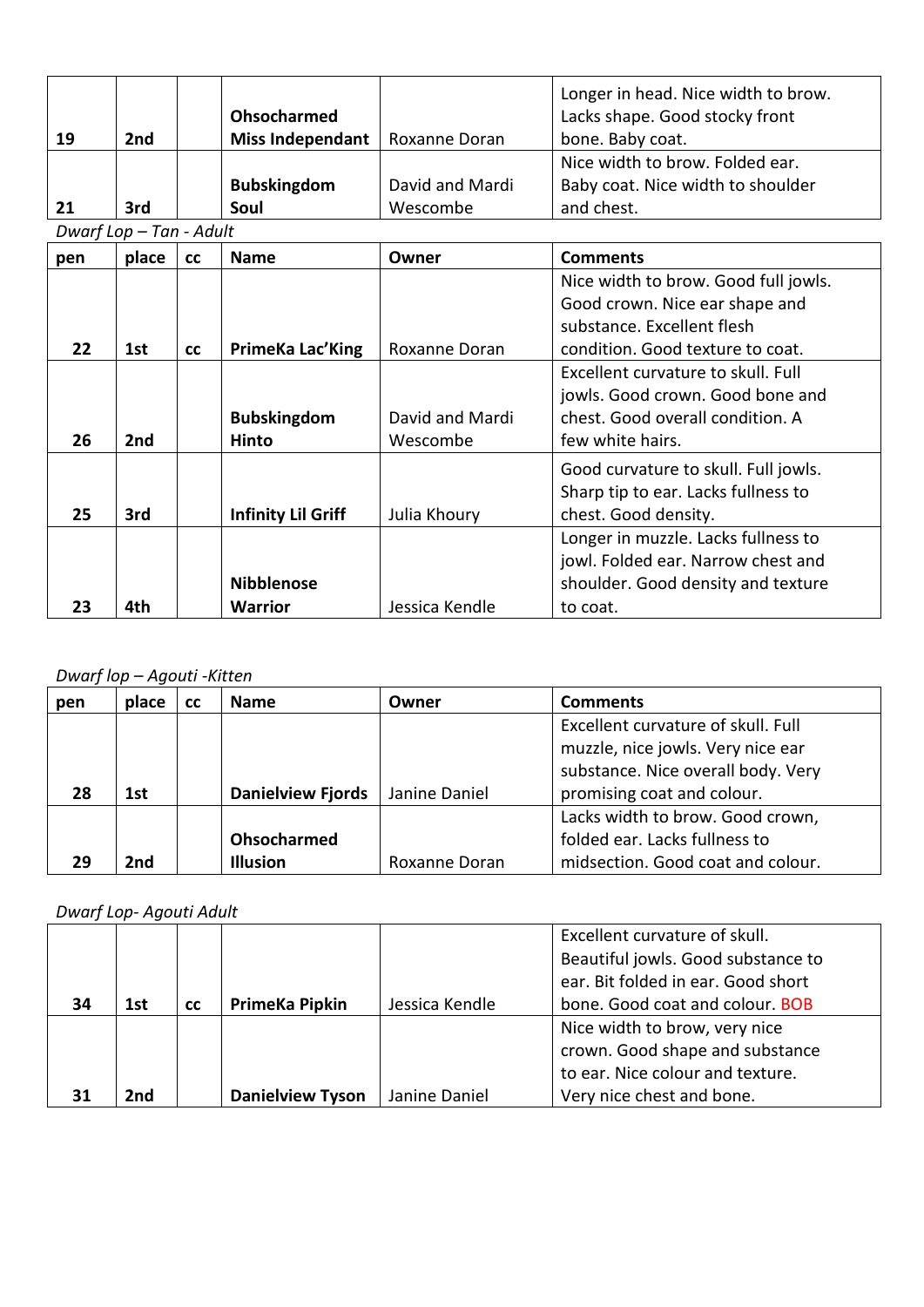| pen | place | cc | Name | Owner | Comments |
|---|---|---|---|---|---|
| 19 | 2nd | | **Ohsocharmed Miss Independant** | Roxanne Doran | Longer in head. Nice width to brow. Lacks shape. Good stocky front bone. Baby coat. |
| 21 | 3rd | | **Bubskingdom Soul** | David and Mardi Wescombe | Nice width to brow. Folded ear. Baby coat. Nice width to shoulder and chest. |

*Dwarf Lop – Tan - Adult*

| pen | place | cc | Name | Owner | Comments |
|---|---|---|---|---|---|
| 22 | 1st | cc | **PrimeKa Lac'King** | Roxanne Doran | Nice width to brow. Good full jowls. Good crown. Nice ear shape and substance. Excellent flesh condition. Good texture to coat. |
| 26 | 2nd | | **Bubskingdom Hinto** | David and Mardi Wescombe | Excellent curvature to skull. Full jowls. Good crown. Good bone and chest. Good overall condition. A few white hairs. |
| 25 | 3rd | | **Infinity Lil Griff** | Julia Khoury | Good curvature to skull. Full jowls. Sharp tip to ear. Lacks fullness to chest. Good density. |
| 23 | 4th | | **Nibblenose Warrior** | Jessica Kendle | Longer in muzzle. Lacks fullness to jowl. Folded ear. Narrow chest and shoulder. Good density and texture to coat. |

*Dwarf lop – Agouti -Kitten*

| pen | place | cc | Name | Owner | Comments |
|---|---|---|---|---|---|
| 28 | 1st | | **Danielview Fjords** | Janine Daniel | Excellent curvature of skull. Full muzzle, nice jowls. Very nice ear substance. Nice overall body. Very promising coat and colour. |
| 29 | 2nd | | **Ohsocharmed Illusion** | Roxanne Doran | Lacks width to brow. Good crown, folded ear. Lacks fullness to midsection. Good coat and colour. |

*Dwarf Lop- Agouti Adult*

| pen | place | cc | Name | Owner | Comments |
|---|---|---|---|---|---|
| 34 | 1st | cc | **PrimeKa Pipkin** | Jessica Kendle | Excellent curvature of skull. Beautiful jowls. Good substance to ear. Bit folded in ear. Good short bone. Good coat and colour. BOB |
| 31 | 2nd | | **Danielview Tyson** | Janine Daniel | Nice width to brow, very nice crown. Good shape and substance to ear. Nice colour and texture. Very nice chest and bone. |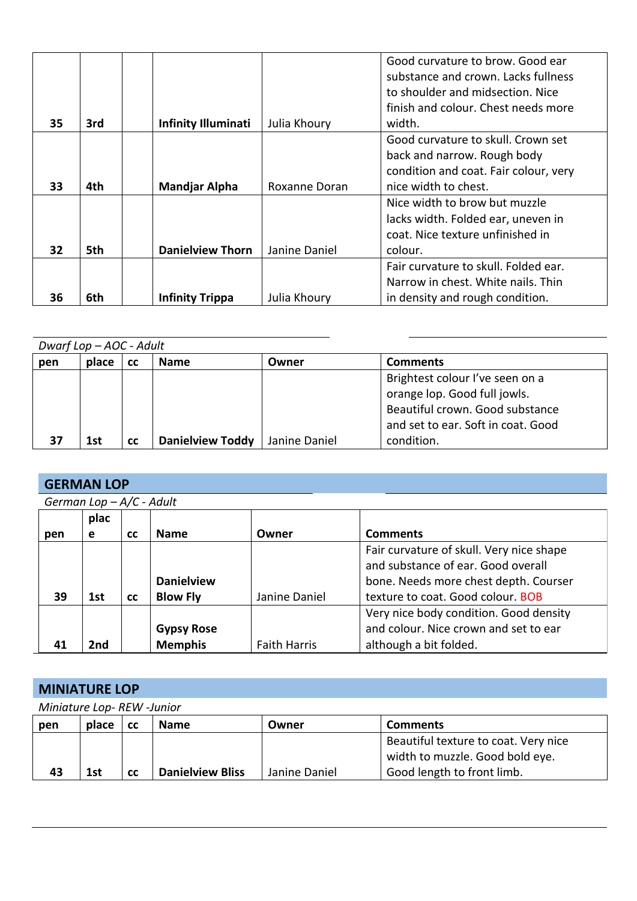| pen | place | cc | Name | Owner | Comments |
|---|---|---|---|---|---|
| 35 | 3rd | | **Infinity Illuminati** | Julia Khoury | Good curvature to brow. Good ear substance and crown. Lacks fullness to shoulder and midsection. Nice finish and colour. Chest needs more width. |
| 33 | 4th | | **Mandjar Alpha** | Roxanne Doran | Good curvature to skull. Crown set back and narrow. Rough body condition and coat. Fair colour, very nice width to chest. |
| 32 | 5th | | **Danielview Thorn** | Janine Daniel | Nice width to brow but muzzle lacks width. Folded ear, uneven in coat. Nice texture unfinished in colour. |
| 36 | 6th | | **Infinity Trippa** | Julia Khoury | Fair curvature to skull. Folded ear. Narrow in chest. White nails. Thin in density and rough condition. |

*Dwarf Lop – AOC - Adult*

| pen | place | cc | Name | Owner | Comments |
|---|---|---|---|---|---|
| 37 | 1st | cc | **Danielview Toddy** | Janine Daniel | Brightest colour I've seen on a orange lop. Good full jowls. Beautiful crown. Good substance and set to ear. Soft in coat. Good condition. |

## GERMAN LOP

*German Lop – A/C - Adult*

| pen | place | cc | Name | Owner | Comments |
|---|---|---|---|---|---|
| 39 | 1st | cc | **Danielview Blow Fly** | Janine Daniel | Fair curvature of skull. Very nice shape and substance of ear. Good overall bone. Needs more chest depth. Courser texture to coat. Good colour. BOB |
| 41 | 2nd | | **Gypsy Rose Memphis** | Faith Harris | Very nice body condition. Good density and colour. Nice crown and set to ear although a bit folded. |

## MINIATURE LOP

*Miniature Lop- REW -Junior*

| pen | place | cc | Name | Owner | Comments |
|---|---|---|---|---|---|
| 43 | 1st | cc | **Danielview Bliss** | Janine Daniel | Beautiful texture to coat. Very nice width to muzzle. Good bold eye. Good length to front limb. |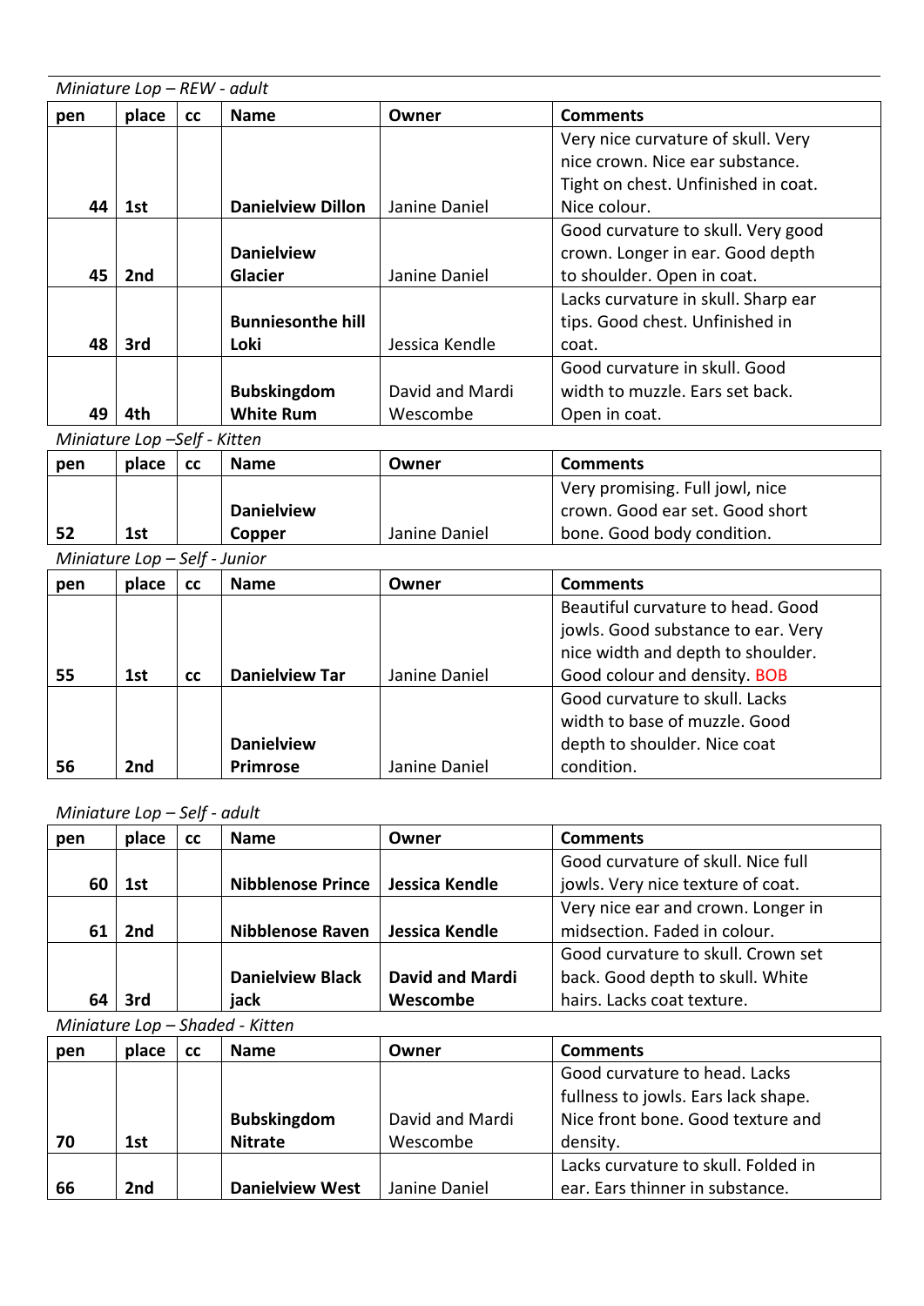*Miniature Lop – REW - adult*

| pen | place | cc | Name | Owner | Comments |
|---|---|---|---|---|---|
| 44 | 1st | | **Danielview Dillon** | Janine Daniel | Very nice curvature of skull. Very nice crown. Nice ear substance. Tight on chest. Unfinished in coat. Nice colour. |
| 45 | 2nd | | **Danielview Glacier** | Janine Daniel | Good curvature to skull. Very good crown. Longer in ear. Good depth to shoulder. Open in coat. |
| 48 | 3rd | | **Bunniesonthe hill Loki** | Jessica Kendle | Lacks curvature in skull. Sharp ear tips. Good chest. Unfinished in coat. |
| 49 | 4th | | **Bubskingdom White Rum** | David and Mardi Wescombe | Good curvature in skull. Good width to muzzle. Ears set back. Open in coat. |

*Miniature Lop –Self - Kitten*

| pen | place | cc | Name | Owner | Comments |
|---|---|---|---|---|---|
| 52 | 1st | | **Danielview Copper** | Janine Daniel | Very promising. Full jowl, nice crown. Good ear set. Good short bone. Good body condition. |

*Miniature Lop – Self - Junior*

| pen | place | cc | Name | Owner | Comments |
|---|---|---|---|---|---|
| 55 | 1st | cc | **Danielview Tar** | Janine Daniel | Beautiful curvature to head. Good jowls. Good substance to ear. Very nice width and depth to shoulder. Good colour and density. BOB |
| 56 | 2nd | | **Danielview Primrose** | Janine Daniel | Good curvature to skull. Lacks width to base of muzzle. Good depth to shoulder. Nice coat condition. |

*Miniature Lop – Self - adult*

| pen | place | cc | Name | Owner | Comments |
|---|---|---|---|---|---|
| 60 | 1st | | **Nibblenose Prince** | **Jessica Kendle** | Good curvature of skull. Nice full jowls. Very nice texture of coat. |
| 61 | 2nd | | **Nibblenose Raven** | **Jessica Kendle** | Very nice ear and crown. Longer in midsection. Faded in colour. |
| 64 | 3rd | | **Danielview Black jack** | **David and Mardi Wescombe** | Good curvature to skull. Crown set back. Good depth to skull. White hairs. Lacks coat texture. |

*Miniature Lop – Shaded - Kitten*

| pen | place | cc | Name | Owner | Comments |
|---|---|---|---|---|---|
| 70 | 1st | | **Bubskingdom Nitrate** | David and Mardi Wescombe | Good curvature to head. Lacks fullness to jowls. Ears lack shape. Nice front bone. Good texture and density. |
| 66 | 2nd | | **Danielview West** | Janine Daniel | Lacks curvature to skull. Folded in ear. Ears thinner in substance. |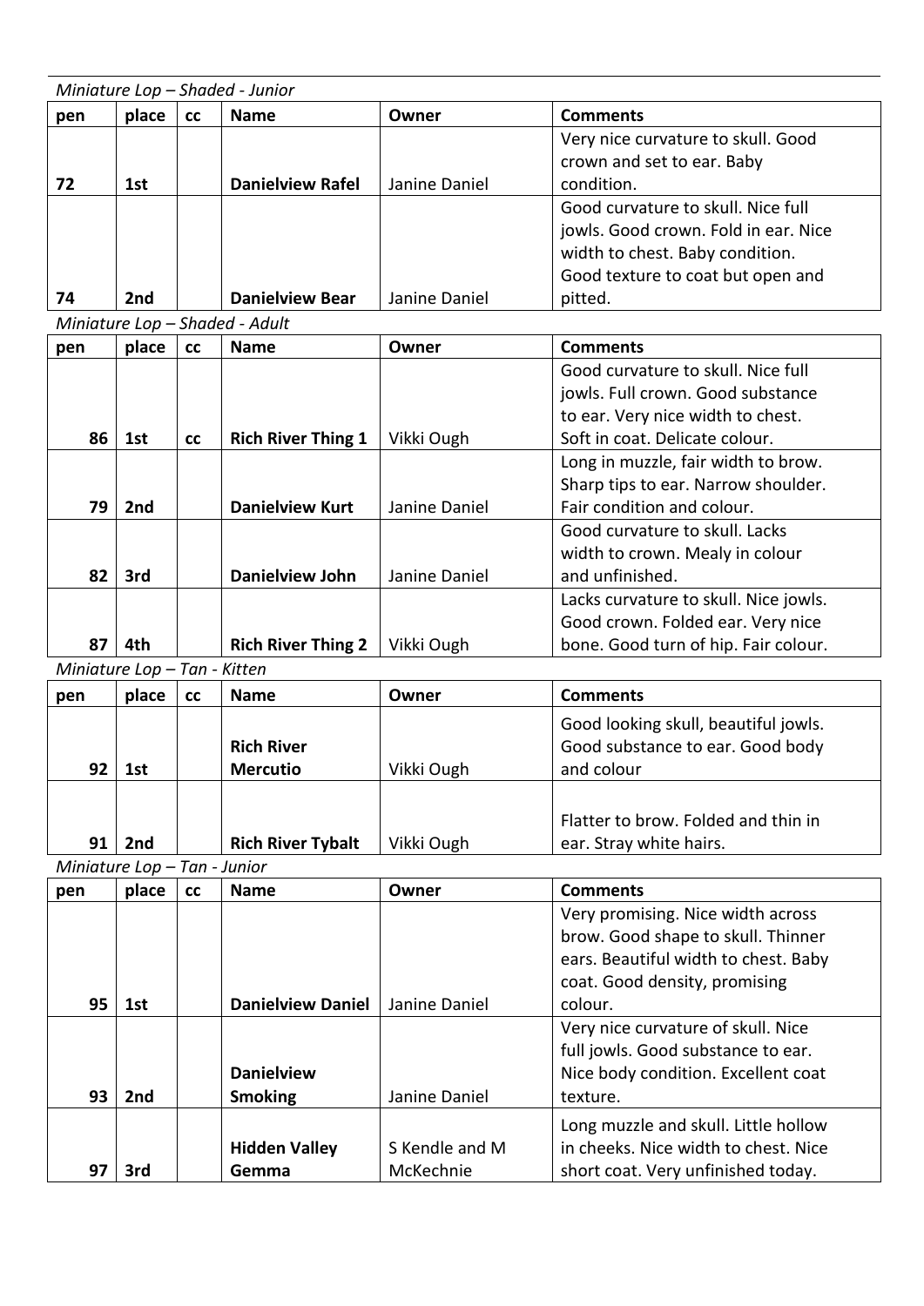*Miniature Lop – Shaded - Junior*

| pen | place | cc | Name | Owner | Comments |
|---|---|---|---|---|---|
| 72 | 1st | | **Danielview Rafel** | Janine Daniel | Very nice curvature to skull. Good crown and set to ear. Baby condition. |
| 74 | 2nd | | **Danielview Bear** | Janine Daniel | Good curvature to skull. Nice full jowls. Good crown. Fold in ear. Nice width to chest. Baby condition. Good texture to coat but open and pitted. |

*Miniature Lop – Shaded - Adult*

| pen | place | cc | Name | Owner | Comments |
|---|---|---|---|---|---|
| 86 | 1st | cc | **Rich River Thing 1** | Vikki Ough | Good curvature to skull. Nice full jowls. Full crown. Good substance to ear. Very nice width to chest. Soft in coat. Delicate colour. |
| 79 | 2nd | | **Danielview Kurt** | Janine Daniel | Long in muzzle, fair width to brow. Sharp tips to ear. Narrow shoulder. Fair condition and colour. |
| 82 | 3rd | | **Danielview John** | Janine Daniel | Good curvature to skull. Lacks width to crown. Mealy in colour and unfinished. |
| 87 | 4th | | **Rich River Thing 2** | Vikki Ough | Lacks curvature to skull. Nice jowls. Good crown. Folded ear. Very nice bone. Good turn of hip. Fair colour. |

*Miniature Lop – Tan - Kitten*

| pen | place | cc | Name | Owner | Comments |
|---|---|---|---|---|---|
| 92 | 1st | | **Rich River Mercutio** | Vikki Ough | Good looking skull, beautiful jowls. Good substance to ear. Good body and colour |
| 91 | 2nd | | **Rich River Tybalt** | Vikki Ough | Flatter to brow. Folded and thin in ear. Stray white hairs. |

*Miniature Lop – Tan - Junior*

| pen | place | cc | Name | Owner | Comments |
|---|---|---|---|---|---|
| 95 | 1st | | **Danielview Daniel** | Janine Daniel | Very promising. Nice width across brow. Good shape to skull. Thinner ears. Beautiful width to chest. Baby coat. Good density, promising colour. |
| 93 | 2nd | | **Danielview Smoking** | Janine Daniel | Very nice curvature of skull. Nice full jowls. Good substance to ear. Nice body condition. Excellent coat texture. |
| 97 | 3rd | | **Hidden Valley Gemma** | S Kendle and M McKechnie | Long muzzle and skull. Little hollow in cheeks. Nice width to chest. Nice short coat. Very unfinished today. |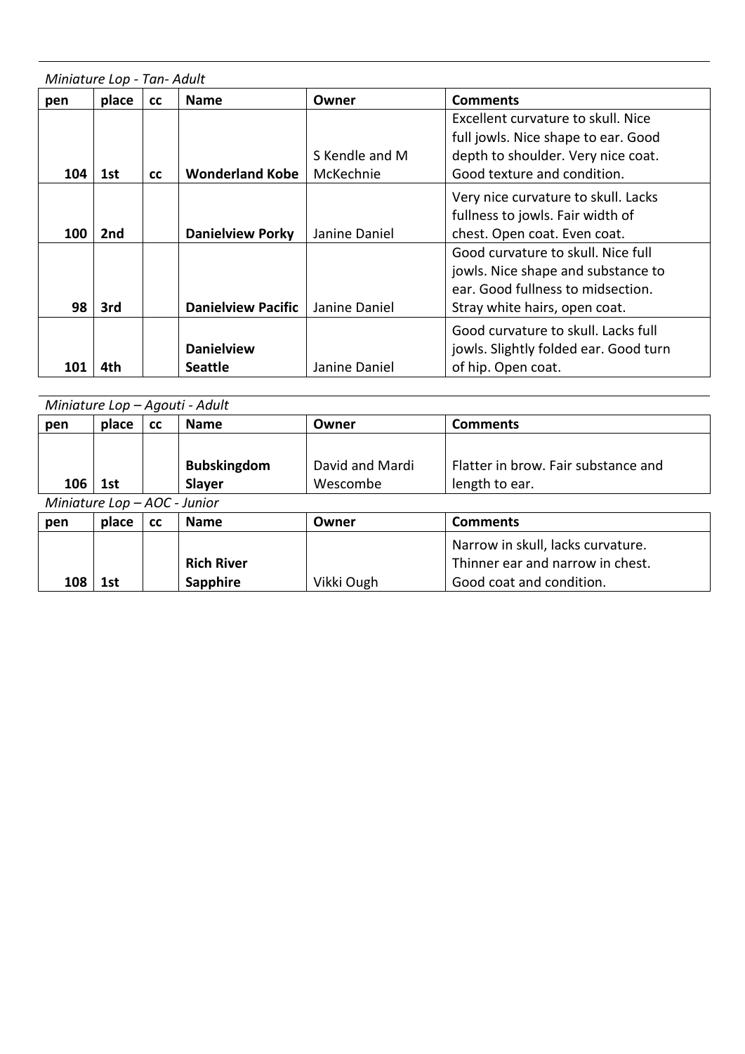*Miniature Lop - Tan- Adult*

| pen | place | cc | Name | Owner | Comments |
|---|---|---|---|---|---|
| 104 | 1st | cc | **Wonderland Kobe** | S Kendle and M McKechnie | Excellent curvature to skull. Nice full jowls. Nice shape to ear. Good depth to shoulder. Very nice coat. Good texture and condition. |
| 100 | 2nd | | **Danielview Porky** | Janine Daniel | Very nice curvature to skull. Lacks fullness to jowls. Fair width of chest. Open coat. Even coat. |
| 98 | 3rd | | **Danielview Pacific** | Janine Daniel | Good curvature to skull. Nice full jowls. Nice shape and substance to ear. Good fullness to midsection. Stray white hairs, open coat. |
| 101 | 4th | | **Danielview Seattle** | Janine Daniel | Good curvature to skull. Lacks full jowls. Slightly folded ear. Good turn of hip. Open coat. |

*Miniature Lop – Agouti - Adult*

| pen | place | cc | Name | Owner | Comments |
|---|---|---|---|---|---|
| 106 | 1st | | **Bubskingdom Slayer** | David and Mardi Wescombe | Flatter in brow. Fair substance and length to ear. |

*Miniature Lop – AOC - Junior*

| pen | place | cc | Name | Owner | Comments |
|---|---|---|---|---|---|
| 108 | 1st | | **Rich River Sapphire** | Vikki Ough | Narrow in skull, lacks curvature. Thinner ear and narrow in chest. Good coat and condition. |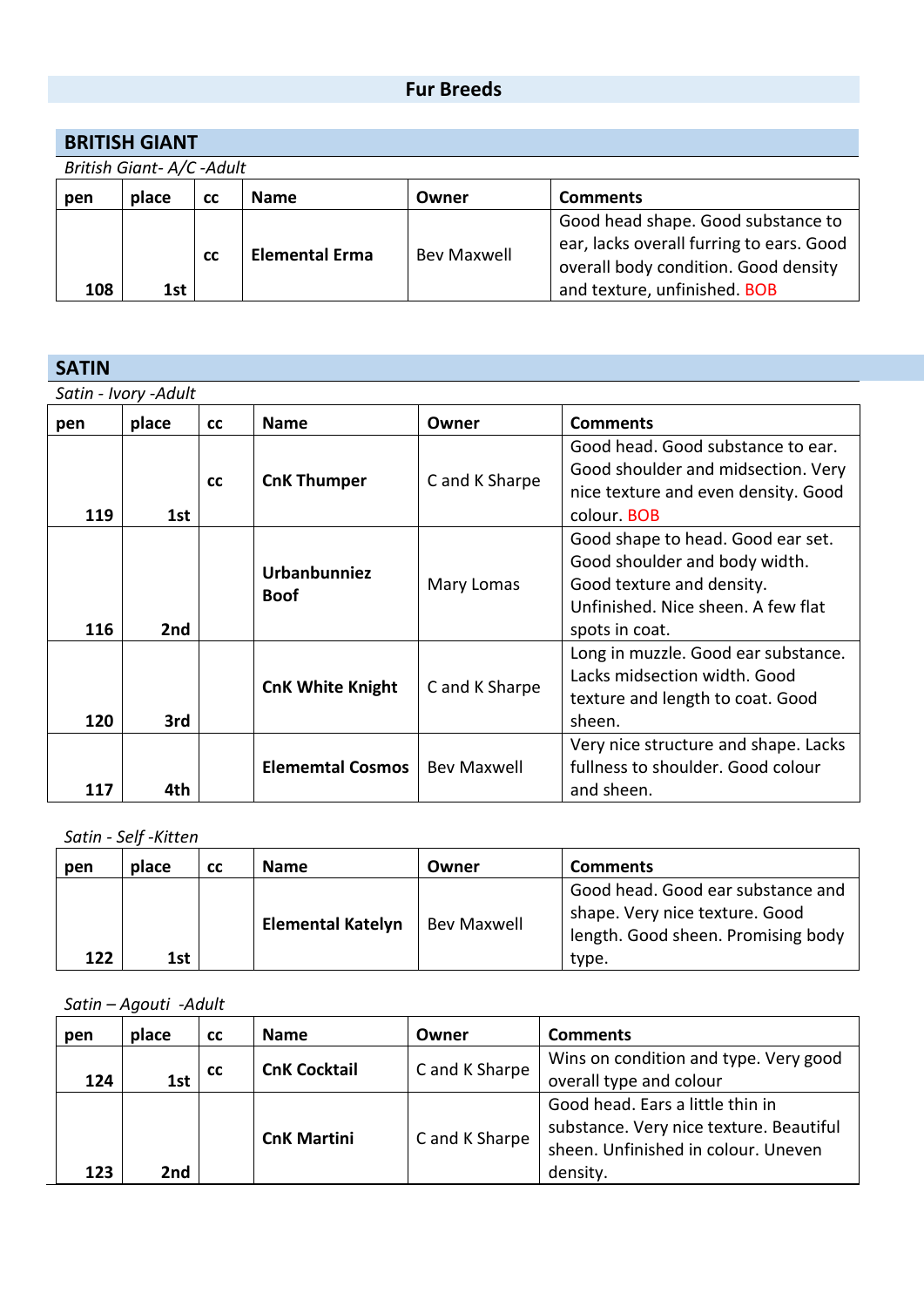# Fur Breeds

## BRITISH GIANT

*British Giant- A/C -Adult*

| pen | place | cc | Name | Owner | Comments |
|---|---|---|---|---|---|
| 108 | 1st | cc | **Elemental Erma** | Bev Maxwell | Good head shape. Good substance to ear, lacks overall furring to ears. Good overall body condition. Good density and texture, unfinished. BOB |

## SATIN

*Satin - Ivory -Adult*

| pen | place | cc | Name | Owner | Comments |
|---|---|---|---|---|---|
| 119 | 1st | cc | **CnK Thumper** | C and K Sharpe | Good head. Good substance to ear. Good shoulder and midsection. Very nice texture and even density. Good colour. BOB |
| 116 | 2nd | | **Urbanbunniez Boof** | Mary Lomas | Good shape to head. Good ear set. Good shoulder and body width. Good texture and density. Unfinished. Nice sheen. A few flat spots in coat. |
| 120 | 3rd | | **CnK White Knight** | C and K Sharpe | Long in muzzle. Good ear substance. Lacks midsection width. Good texture and length to coat. Good sheen. |
| 117 | 4th | | **Elememtal Cosmos** | Bev Maxwell | Very nice structure and shape. Lacks fullness to shoulder. Good colour and sheen. |

*Satin - Self -Kitten*

| pen | place | cc | Name | Owner | Comments |
|---|---|---|---|---|---|
| 122 | 1st | | **Elemental Katelyn** | Bev Maxwell | Good head. Good ear substance and shape. Very nice texture. Good length. Good sheen. Promising body type. |

*Satin – Agouti -Adult*

| pen | place | cc | Name | Owner | Comments |
|---|---|---|---|---|---|
| 124 | 1st | cc | **CnK Cocktail** | C and K Sharpe | Wins on condition and type. Very good overall type and colour |
| 123 | 2nd | | **CnK Martini** | C and K Sharpe | Good head. Ears a little thin in substance. Very nice texture. Beautiful sheen. Unfinished in colour. Uneven density. |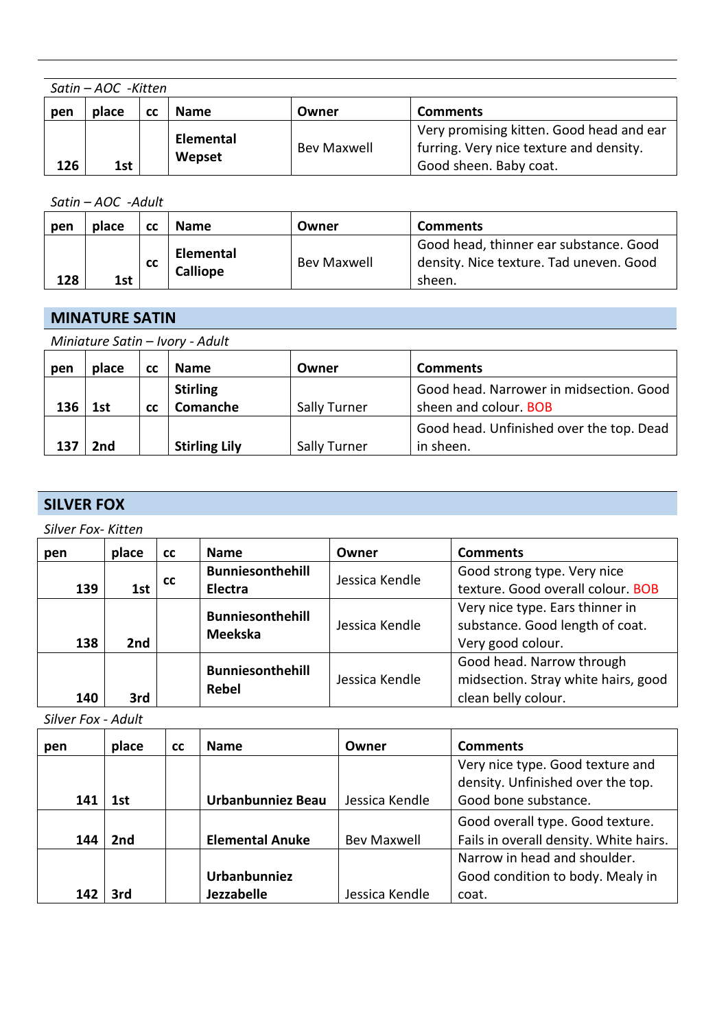*Satin – AOC -Kitten*

| pen | place | cc | Name | Owner | Comments |
|---|---|---|---|---|---|
| 126 | 1st | | **Elemental Wepset** | Bev Maxwell | Very promising kitten. Good head and ear furring. Very nice texture and density. Good sheen. Baby coat. |

*Satin – AOC -Adult*

| pen | place | cc | Name | Owner | Comments |
|---|---|---|---|---|---|
| 128 | 1st | cc | **Elemental Calliope** | Bev Maxwell | Good head, thinner ear substance. Good density. Nice texture. Tad uneven. Good sheen. |

## MINATURE SATIN

*Miniature Satin – Ivory - Adult*

| pen | place | cc | Name | Owner | Comments |
|---|---|---|---|---|---|
| 136 | 1st | cc | **Stirling Comanche** | Sally Turner | Good head. Narrower in midsection. Good sheen and colour. BOB |
| 137 | 2nd | | **Stirling Lily** | Sally Turner | Good head. Unfinished over the top. Dead in sheen. |

## SILVER FOX

*Silver Fox- Kitten*

| pen | place | cc | Name | Owner | Comments |
|---|---|---|---|---|---|
| 139 | 1st | cc | **Bunniesonthehill Electra** | Jessica Kendle | Good strong type. Very nice texture. Good overall colour. BOB |
| 138 | 2nd | | **Bunniesonthehill Meekska** | Jessica Kendle | Very nice type. Ears thinner in substance. Good length of coat. Very good colour. |
| 140 | 3rd | | **Bunniesonthehill Rebel** | Jessica Kendle | Good head. Narrow through midsection. Stray white hairs, good clean belly colour. |

*Silver Fox - Adult*

| pen | place | cc | Name | Owner | Comments |
|---|---|---|---|---|---|
| 141 | 1st | | **Urbanbunniez Beau** | Jessica Kendle | Very nice type. Good texture and density. Unfinished over the top. Good bone substance. |
| 144 | 2nd | | **Elemental Anuke** | Bev Maxwell | Good overall type. Good texture. Fails in overall density. White hairs. |
| 142 | 3rd | | **Urbanbunniez Jezzabelle** | Jessica Kendle | Narrow in head and shoulder. Good condition to body. Mealy in coat. |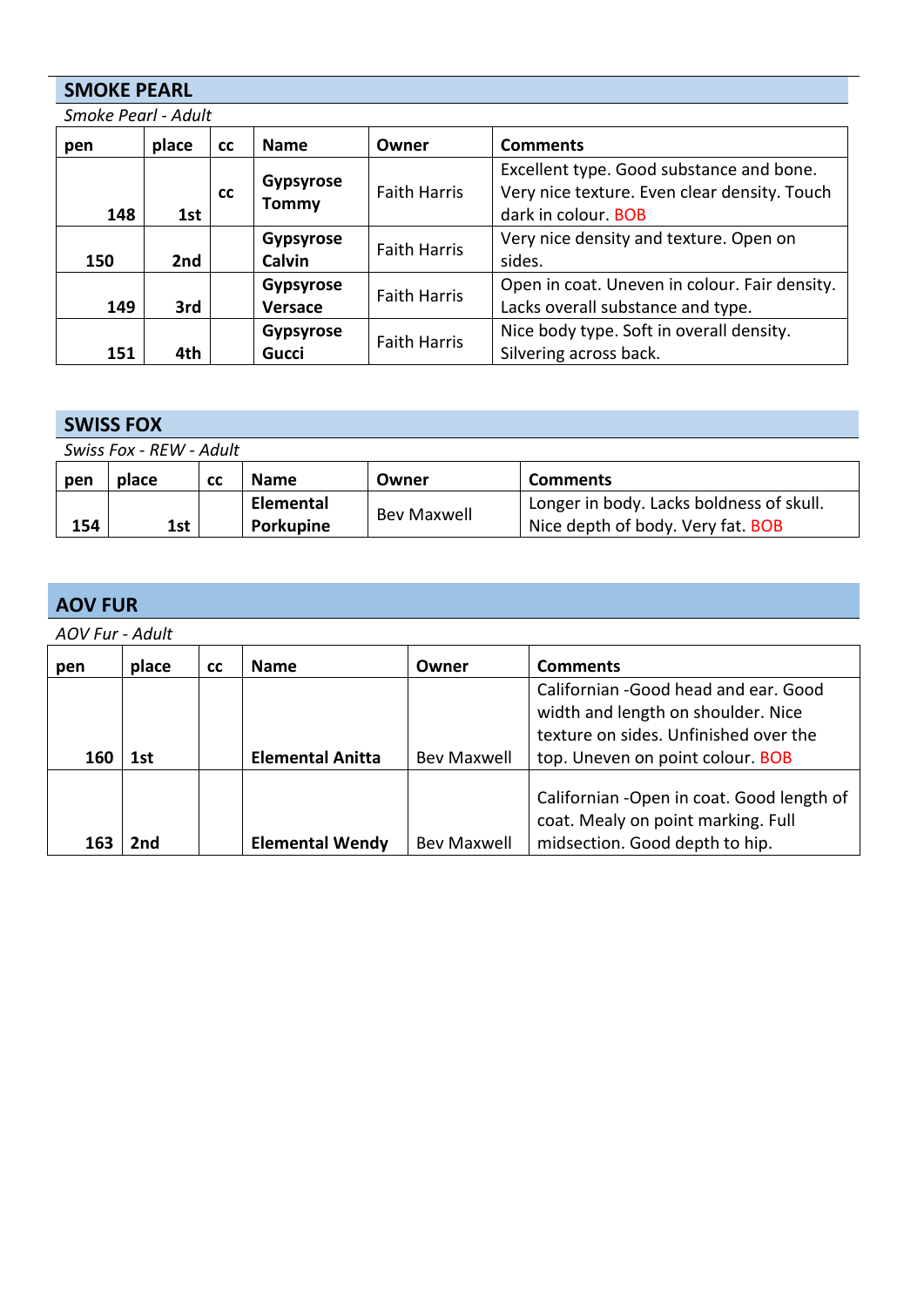## SMOKE PEARL

*Smoke Pearl - Adult*

| pen | place | cc | Name | Owner | Comments |
|---|---|---|---|---|---|
| 148 | 1st | cc | **Gypsyrose Tommy** | Faith Harris | Excellent type. Good substance and bone. Very nice texture. Even clear density. Touch dark in colour. BOB |
| 150 | 2nd | | **Gypsyrose Calvin** | Faith Harris | Very nice density and texture. Open on sides. |
| 149 | 3rd | | **Gypsyrose Versace** | Faith Harris | Open in coat. Uneven in colour. Fair density. Lacks overall substance and type. |
| 151 | 4th | | **Gypsyrose Gucci** | Faith Harris | Nice body type. Soft in overall density. Silvering across back. |

## SWISS FOX

*Swiss Fox - REW - Adult*

| pen | place | cc | Name | Owner | Comments |
|---|---|---|---|---|---|
| 154 | 1st | | **Elemental Porkupine** | Bev Maxwell | Longer in body. Lacks boldness of skull. Nice depth of body. Very fat. BOB |

## AOV FUR

*AOV Fur - Adult*

| pen | place | cc | Name | Owner | Comments |
|---|---|---|---|---|---|
| 160 | 1st | | **Elemental Anitta** | Bev Maxwell | Californian -Good head and ear. Good width and length on shoulder. Nice texture on sides. Unfinished over the top. Uneven on point colour. BOB |
| 163 | 2nd | | **Elemental Wendy** | Bev Maxwell | Californian -Open in coat. Good length of coat. Mealy on point marking. Full midsection. Good depth to hip. |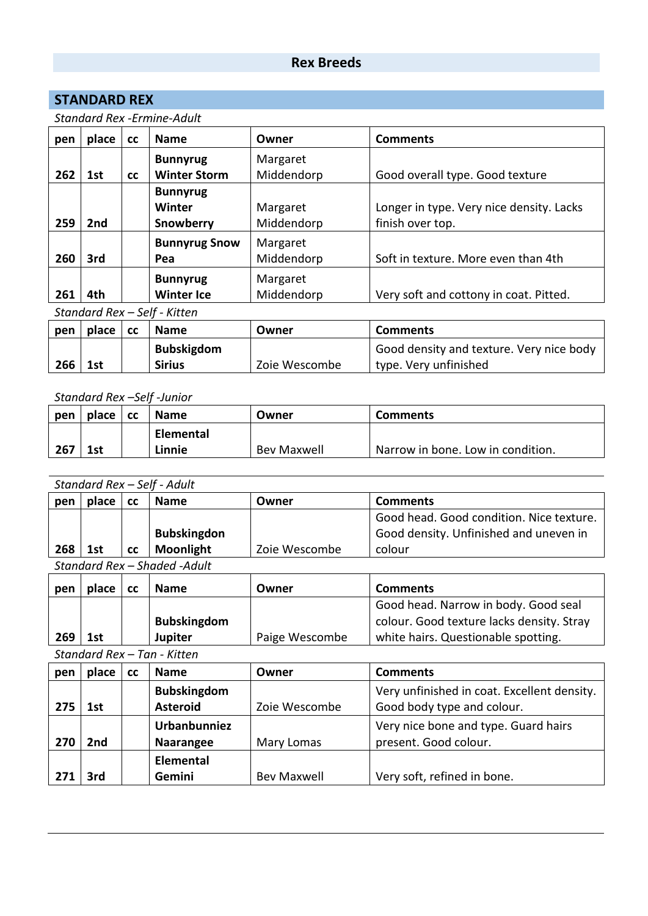# Rex Breeds

## STANDARD REX

*Standard Rex -Ermine-Adult*

| pen | place | cc | Name | Owner | Comments |
|---|---|---|---|---|---|
| 262 | 1st | cc | **Bunnyrug Winter Storm** | Margaret Middendorp | Good overall type. Good texture |
| 259 | 2nd | | **Bunnyrug Winter Snowberry** | Margaret Middendorp | Longer in type. Very nice density. Lacks finish over top. |
| 260 | 3rd | | **Bunnyrug Snow Pea** | Margaret Middendorp | Soft in texture. More even than 4th |
| 261 | 4th | | **Bunnyrug Winter Ice** | Margaret Middendorp | Very soft and cottony in coat. Pitted. |

*Standard Rex – Self - Kitten*

| pen | place | cc | Name | Owner | Comments |
|---|---|---|---|---|---|
| 266 | 1st | | **Bubskigdom Sirius** | Zoie Wescombe | Good density and texture. Very nice body type. Very unfinished |

*Standard Rex –Self -Junior*

| pen | place | cc | Name | Owner | Comments |
|---|---|---|---|---|---|
| 267 | 1st | | **Elemental Linnie** | Bev Maxwell | Narrow in bone. Low in condition. |

*Standard Rex – Self - Adult*

| pen | place | cc | Name | Owner | Comments |
|---|---|---|---|---|---|
| 268 | 1st | cc | **Bubskingdon Moonlight** | Zoie Wescombe | Good head. Good condition. Nice texture. Good density. Unfinished and uneven in colour |

*Standard Rex – Shaded -Adult*

| pen | place | cc | Name | Owner | Comments |
|---|---|---|---|---|---|
| 269 | 1st | | **Bubskingdom Jupiter** | Paige Wescombe | Good head. Narrow in body. Good seal colour. Good texture lacks density. Stray white hairs. Questionable spotting. |

*Standard Rex – Tan - Kitten*

| pen | place | cc | Name | Owner | Comments |
|---|---|---|---|---|---|
| 275 | 1st | | **Bubskingdom Asteroid** | Zoie Wescombe | Very unfinished in coat. Excellent density. Good body type and colour. |
| 270 | 2nd | | **Urbanbunniez Naarangee** | Mary Lomas | Very nice bone and type. Guard hairs present. Good colour. |
| 271 | 3rd | | **Elemental Gemini** | Bev Maxwell | Very soft, refined in bone. |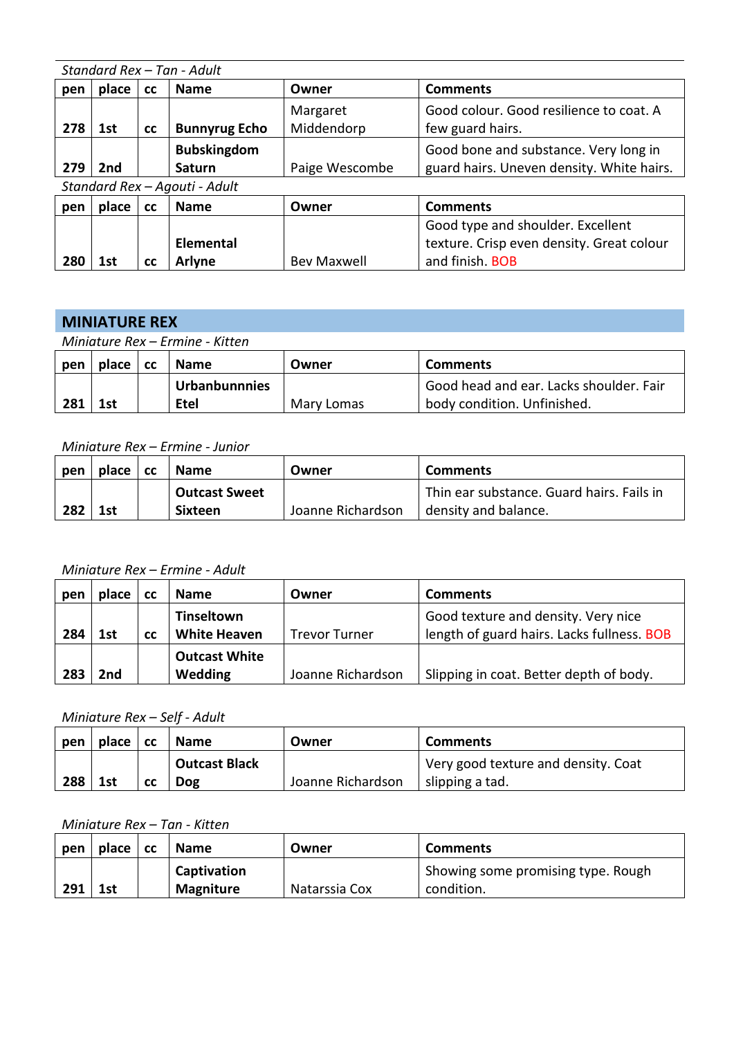*Standard Rex – Tan - Adult*

| pen | place | cc | Name | Owner | Comments |
|---|---|---|---|---|---|
| 278 | 1st | cc | **Bunnyrug Echo** | Margaret Middendorp | Good colour. Good resilience to coat. A few guard hairs. |
| 279 | 2nd | | **Bubskingdom Saturn** | Paige Wescombe | Good bone and substance. Very long in guard hairs. Uneven density. White hairs. |

*Standard Rex – Agouti - Adult*

| pen | place | cc | Name | Owner | Comments |
|---|---|---|---|---|---|
| 280 | 1st | cc | **Elemental Arlyne** | Bev Maxwell | Good type and shoulder. Excellent texture. Crisp even density. Great colour and finish. BOB |

## MINIATURE REX

*Miniature Rex – Ermine - Kitten*

| pen | place | cc | Name | Owner | Comments |
|---|---|---|---|---|---|
| 281 | 1st | | **Urbanbunnnies Etel** | Mary Lomas | Good head and ear. Lacks shoulder. Fair body condition. Unfinished. |

*Miniature Rex – Ermine - Junior*

| pen | place | cc | Name | Owner | Comments |
|---|---|---|---|---|---|
| 282 | 1st | | **Outcast Sweet Sixteen** | Joanne Richardson | Thin ear substance. Guard hairs. Fails in density and balance. |

*Miniature Rex – Ermine - Adult*

| pen | place | cc | Name | Owner | Comments |
|---|---|---|---|---|---|
| 284 | 1st | cc | **Tinseltown White Heaven** | Trevor Turner | Good texture and density. Very nice length of guard hairs. Lacks fullness. BOB |
| 283 | 2nd | | **Outcast White Wedding** | Joanne Richardson | Slipping in coat. Better depth of body. |

*Miniature Rex – Self - Adult*

| pen | place | cc | Name | Owner | Comments |
|---|---|---|---|---|---|
| 288 | 1st | cc | **Outcast Black Dog** | Joanne Richardson | Very good texture and density. Coat slipping a tad. |

*Miniature Rex – Tan - Kitten*

| pen | place | cc | Name | Owner | Comments |
|---|---|---|---|---|---|
| 291 | 1st | | **Captivation Magniture** | Natarssia Cox | Showing some promising type. Rough condition. |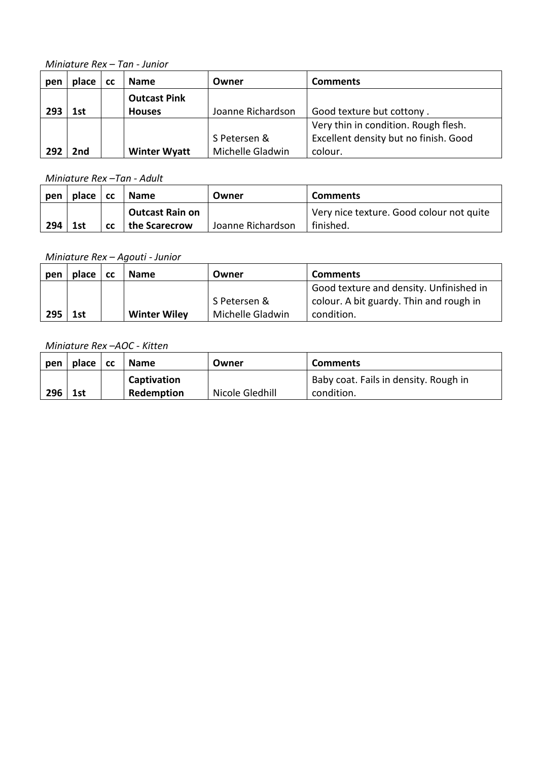*Miniature Rex – Tan - Junior*

| pen | place | cc | Name | Owner | Comments |
|---|---|---|---|---|---|
| 293 | 1st | | **Outcast Pink Houses** | Joanne Richardson | Good texture but cottony . |
| 292 | 2nd | | **Winter Wyatt** | S Petersen & Michelle Gladwin | Very thin in condition. Rough flesh. Excellent density but no finish. Good colour. |

*Miniature Rex –Tan - Adult*

| pen | place | cc | Name | Owner | Comments |
|---|---|---|---|---|---|
| 294 | 1st | cc | **Outcast Rain on the Scarecrow** | Joanne Richardson | Very nice texture. Good colour not quite finished. |

*Miniature Rex – Agouti - Junior*

| pen | place | cc | Name | Owner | Comments |
|---|---|---|---|---|---|
| 295 | 1st | | **Winter Wiley** | S Petersen & Michelle Gladwin | Good texture and density. Unfinished in colour. A bit guardy. Thin and rough in condition. |

*Miniature Rex –AOC - Kitten*

| pen | place | cc | Name | Owner | Comments |
|---|---|---|---|---|---|
| 296 | 1st | | **Captivation Redemption** | Nicole Gledhill | Baby coat. Fails in density. Rough in condition. |